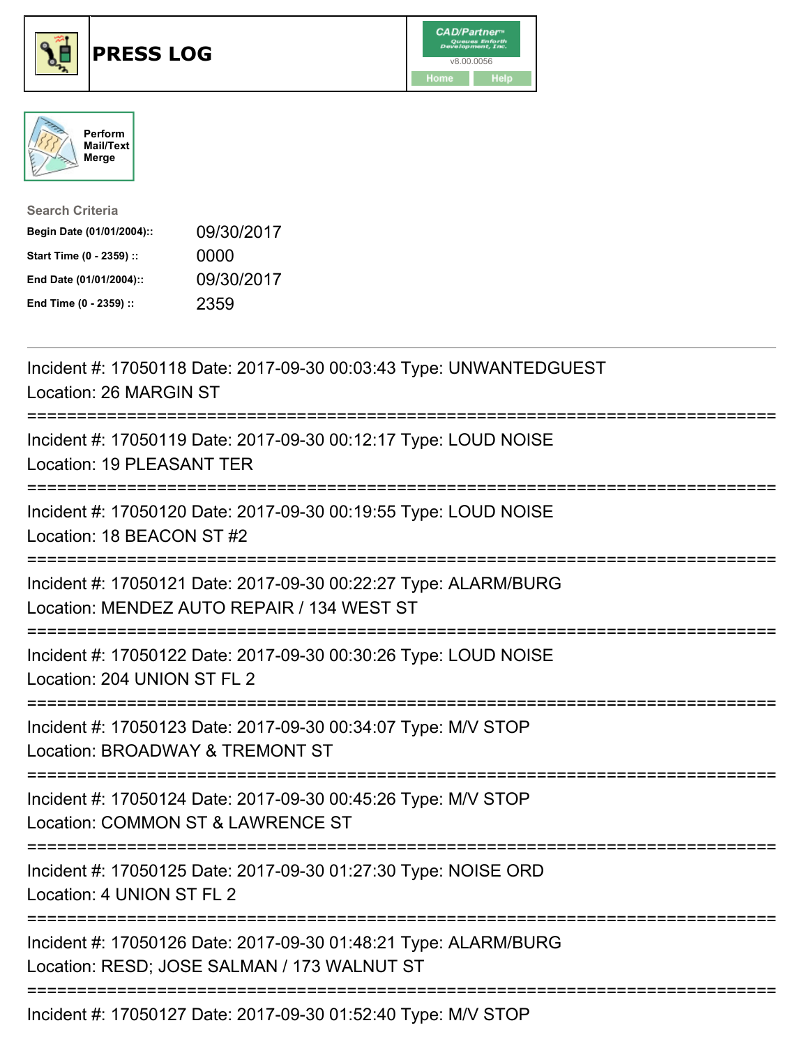# PRESS LOG

CAD/Partner
v8.00.0056
Home Help

Perform Mail/Text Merge

**Search Criteria**

| | |
|---|---|
| **Begin Date (01/01/2004)::** | 09/30/2017 |
| **Start Time (0 - 2359) ::** | 0000 |
| **End Date (01/01/2004)::** | 09/30/2017 |
| **End Time (0 - 2359) ::** | 2359 |

---

Incident #: 17050118 Date: 2017-09-30 00:03:43 Type: UNWANTEDGUEST
Location: 26 MARGIN ST

===========================================================================

Incident #: 17050119 Date: 2017-09-30 00:12:17 Type: LOUD NOISE
Location: 19 PLEASANT TER

===========================================================================

Incident #: 17050120 Date: 2017-09-30 00:19:55 Type: LOUD NOISE
Location: 18 BEACON ST #2

===========================================================================

Incident #: 17050121 Date: 2017-09-30 00:22:27 Type: ALARM/BURG
Location: MENDEZ AUTO REPAIR / 134 WEST ST

===========================================================================

Incident #: 17050122 Date: 2017-09-30 00:30:26 Type: LOUD NOISE
Location: 204 UNION ST FL 2

===========================================================================

Incident #: 17050123 Date: 2017-09-30 00:34:07 Type: M/V STOP
Location: BROADWAY & TREMONT ST

===========================================================================

Incident #: 17050124 Date: 2017-09-30 00:45:26 Type: M/V STOP
Location: COMMON ST & LAWRENCE ST

===========================================================================

Incident #: 17050125 Date: 2017-09-30 01:27:30 Type: NOISE ORD
Location: 4 UNION ST FL 2

===========================================================================

Incident #: 17050126 Date: 2017-09-30 01:48:21 Type: ALARM/BURG
Location: RESD; JOSE SALMAN / 173 WALNUT ST

===========================================================================

Incident #: 17050127 Date: 2017-09-30 01:52:40 Type: M/V STOP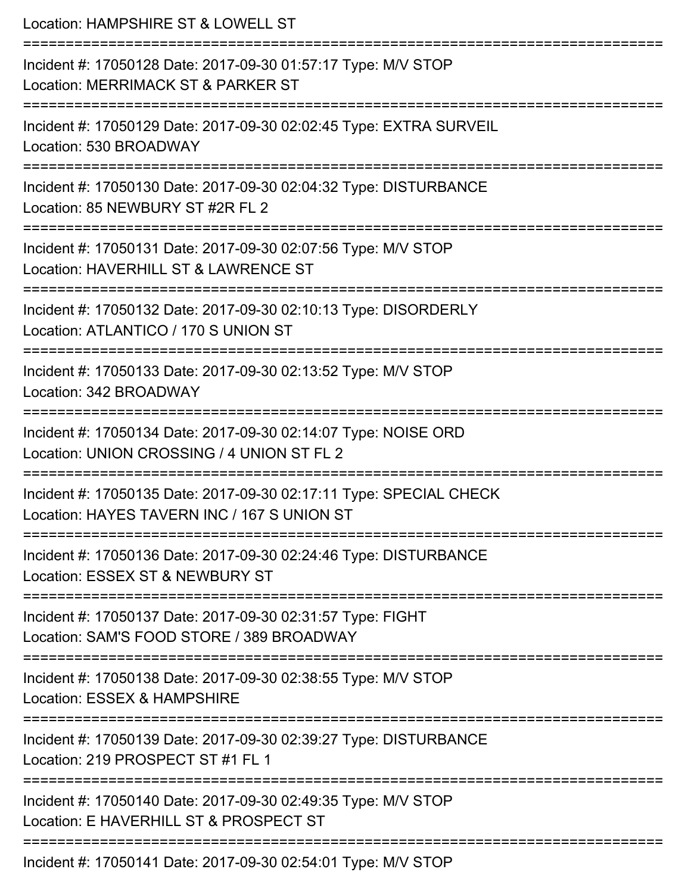Location: HAMPSHIRE ST & LOWELL ST

===========================================================================

Incident #: 17050128 Date: 2017-09-30 01:57:17 Type: M/V STOP
Location: MERRIMACK ST & PARKER ST

===========================================================================

Incident #: 17050129 Date: 2017-09-30 02:02:45 Type: EXTRA SURVEIL
Location: 530 BROADWAY

===========================================================================

Incident #: 17050130 Date: 2017-09-30 02:04:32 Type: DISTURBANCE
Location: 85 NEWBURY ST #2R FL 2

===========================================================================

Incident #: 17050131 Date: 2017-09-30 02:07:56 Type: M/V STOP
Location: HAVERHILL ST & LAWRENCE ST

===========================================================================

Incident #: 17050132 Date: 2017-09-30 02:10:13 Type: DISORDERLY
Location: ATLANTICO / 170 S UNION ST

===========================================================================

Incident #: 17050133 Date: 2017-09-30 02:13:52 Type: M/V STOP
Location: 342 BROADWAY

===========================================================================

Incident #: 17050134 Date: 2017-09-30 02:14:07 Type: NOISE ORD
Location: UNION CROSSING / 4 UNION ST FL 2

===========================================================================

Incident #: 17050135 Date: 2017-09-30 02:17:11 Type: SPECIAL CHECK
Location: HAYES TAVERN INC / 167 S UNION ST

===========================================================================

Incident #: 17050136 Date: 2017-09-30 02:24:46 Type: DISTURBANCE
Location: ESSEX ST & NEWBURY ST

===========================================================================

Incident #: 17050137 Date: 2017-09-30 02:31:57 Type: FIGHT
Location: SAM'S FOOD STORE / 389 BROADWAY

===========================================================================

Incident #: 17050138 Date: 2017-09-30 02:38:55 Type: M/V STOP
Location: ESSEX & HAMPSHIRE

===========================================================================

Incident #: 17050139 Date: 2017-09-30 02:39:27 Type: DISTURBANCE
Location: 219 PROSPECT ST #1 FL 1

===========================================================================

Incident #: 17050140 Date: 2017-09-30 02:49:35 Type: M/V STOP
Location: E HAVERHILL ST & PROSPECT ST

===========================================================================

Incident #: 17050141 Date: 2017-09-30 02:54:01 Type: M/V STOP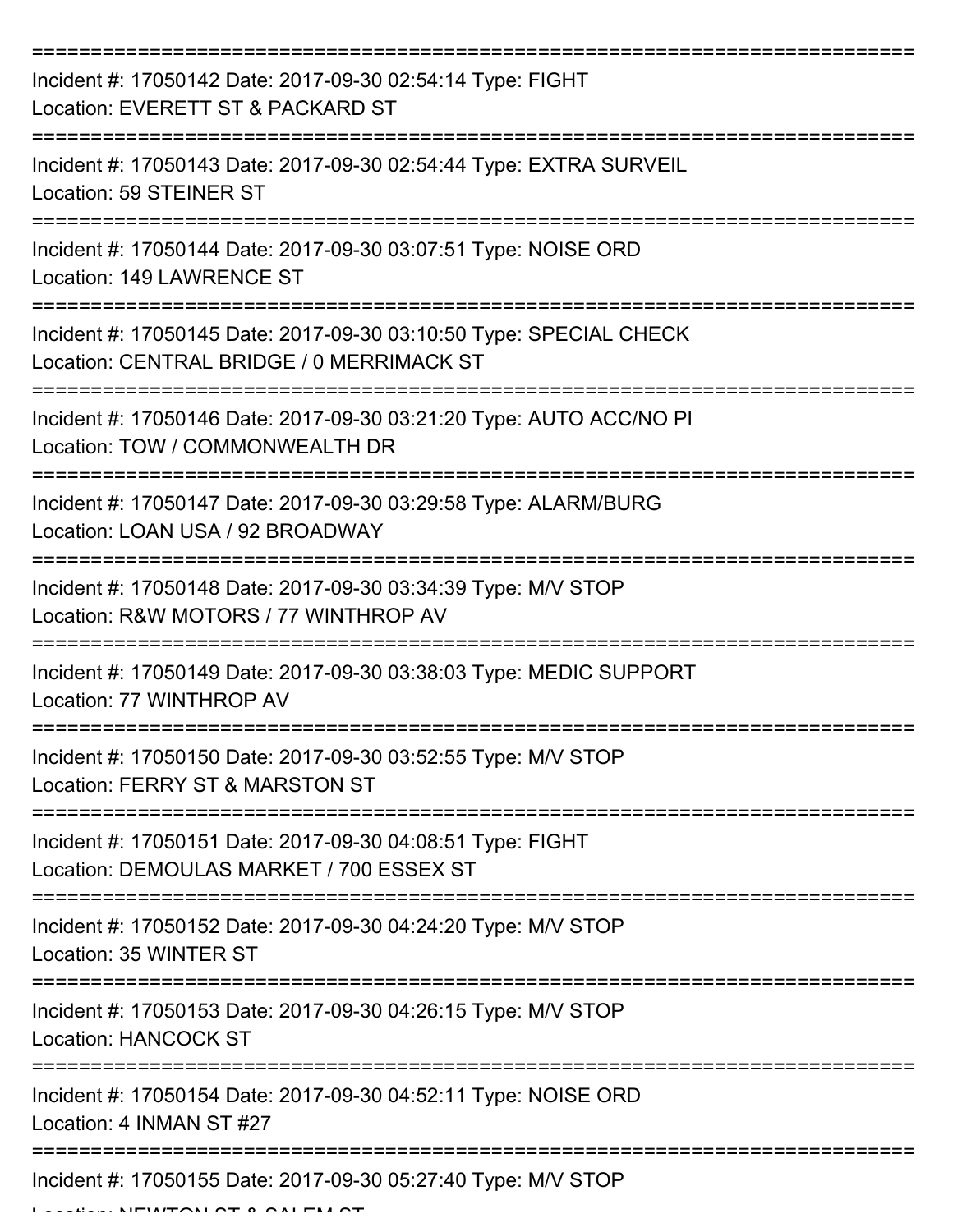===========================================================================

Incident #: 17050142 Date: 2017-09-30 02:54:14 Type: FIGHT
Location: EVERETT ST & PACKARD ST

===========================================================================

Incident #: 17050143 Date: 2017-09-30 02:54:44 Type: EXTRA SURVEIL
Location: 59 STEINER ST

===========================================================================

Incident #: 17050144 Date: 2017-09-30 03:07:51 Type: NOISE ORD
Location: 149 LAWRENCE ST

===========================================================================

Incident #: 17050145 Date: 2017-09-30 03:10:50 Type: SPECIAL CHECK
Location: CENTRAL BRIDGE / 0 MERRIMACK ST

===========================================================================

Incident #: 17050146 Date: 2017-09-30 03:21:20 Type: AUTO ACC/NO PI
Location: TOW / COMMONWEALTH DR

===========================================================================

Incident #: 17050147 Date: 2017-09-30 03:29:58 Type: ALARM/BURG
Location: LOAN USA / 92 BROADWAY

===========================================================================

Incident #: 17050148 Date: 2017-09-30 03:34:39 Type: M/V STOP
Location: R&W MOTORS / 77 WINTHROP AV

===========================================================================

Incident #: 17050149 Date: 2017-09-30 03:38:03 Type: MEDIC SUPPORT
Location: 77 WINTHROP AV

===========================================================================

Incident #: 17050150 Date: 2017-09-30 03:52:55 Type: M/V STOP
Location: FERRY ST & MARSTON ST

===========================================================================

Incident #: 17050151 Date: 2017-09-30 04:08:51 Type: FIGHT
Location: DEMOULAS MARKET / 700 ESSEX ST

===========================================================================

Incident #: 17050152 Date: 2017-09-30 04:24:20 Type: M/V STOP
Location: 35 WINTER ST

===========================================================================

Incident #: 17050153 Date: 2017-09-30 04:26:15 Type: M/V STOP
Location: HANCOCK ST

===========================================================================

Incident #: 17050154 Date: 2017-09-30 04:52:11 Type: NOISE ORD
Location: 4 INMAN ST #27

===========================================================================

Incident #: 17050155 Date: 2017-09-30 05:27:40 Type: M/V STOP
Location: NEWTON ST & SALEM ST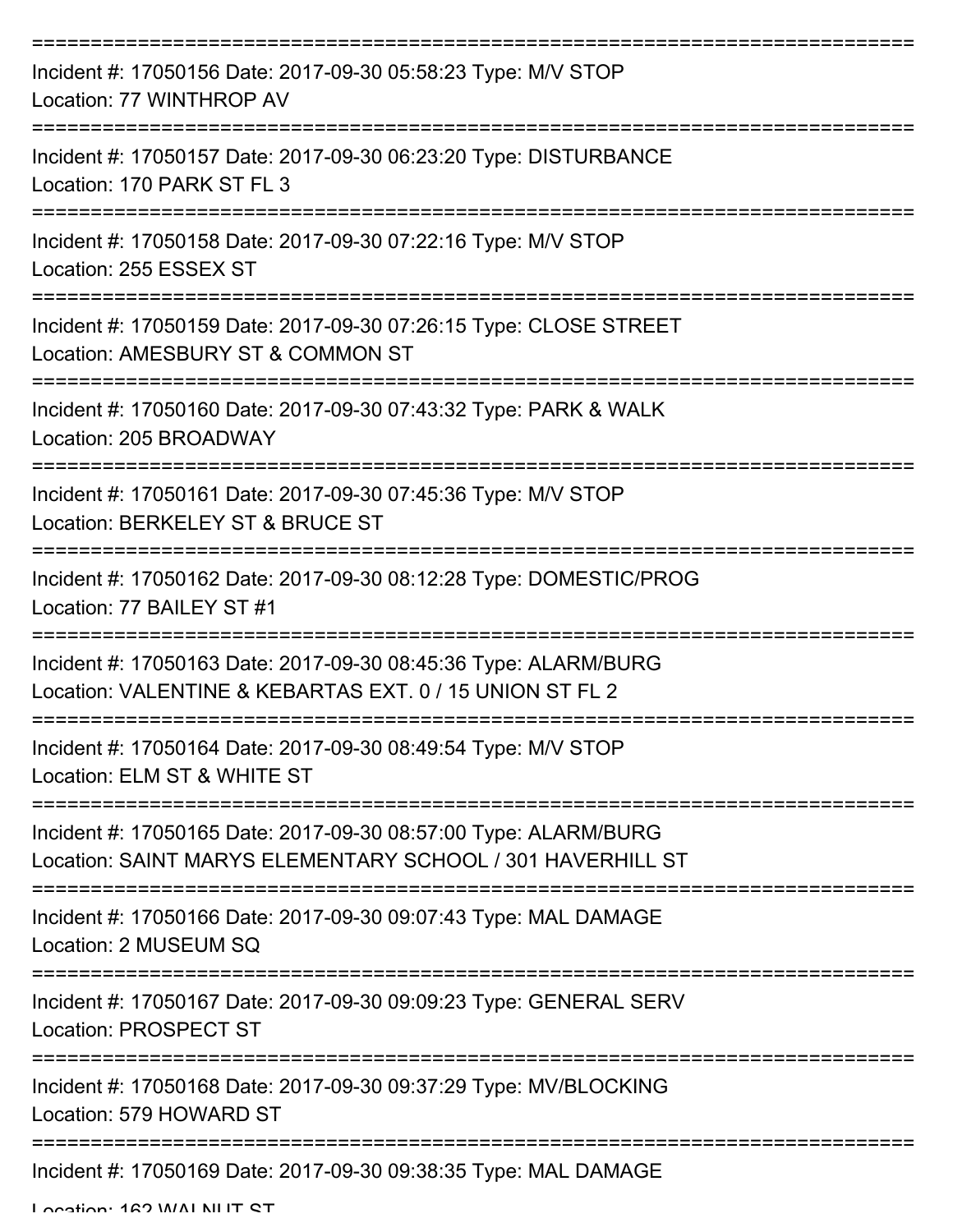===========================================================================

Incident #: 17050156 Date: 2017-09-30 05:58:23 Type: M/V STOP
Location: 77 WINTHROP AV

===========================================================================

Incident #: 17050157 Date: 2017-09-30 06:23:20 Type: DISTURBANCE
Location: 170 PARK ST FL 3

===========================================================================

Incident #: 17050158 Date: 2017-09-30 07:22:16 Type: M/V STOP
Location: 255 ESSEX ST

===========================================================================

Incident #: 17050159 Date: 2017-09-30 07:26:15 Type: CLOSE STREET
Location: AMESBURY ST & COMMON ST

===========================================================================

Incident #: 17050160 Date: 2017-09-30 07:43:32 Type: PARK & WALK
Location: 205 BROADWAY

===========================================================================

Incident #: 17050161 Date: 2017-09-30 07:45:36 Type: M/V STOP
Location: BERKELEY ST & BRUCE ST

===========================================================================

Incident #: 17050162 Date: 2017-09-30 08:12:28 Type: DOMESTIC/PROG
Location: 77 BAILEY ST #1

===========================================================================

Incident #: 17050163 Date: 2017-09-30 08:45:36 Type: ALARM/BURG
Location: VALENTINE & KEBARTAS EXT. 0 / 15 UNION ST FL 2

===========================================================================

Incident #: 17050164 Date: 2017-09-30 08:49:54 Type: M/V STOP
Location: ELM ST & WHITE ST

===========================================================================

Incident #: 17050165 Date: 2017-09-30 08:57:00 Type: ALARM/BURG
Location: SAINT MARYS ELEMENTARY SCHOOL / 301 HAVERHILL ST

===========================================================================

Incident #: 17050166 Date: 2017-09-30 09:07:43 Type: MAL DAMAGE
Location: 2 MUSEUM SQ

===========================================================================

Incident #: 17050167 Date: 2017-09-30 09:09:23 Type: GENERAL SERV
Location: PROSPECT ST

===========================================================================

Incident #: 17050168 Date: 2017-09-30 09:37:29 Type: MV/BLOCKING
Location: 579 HOWARD ST

===========================================================================

Incident #: 17050169 Date: 2017-09-30 09:38:35 Type: MAL DAMAGE
Location: 162 WALNUT ST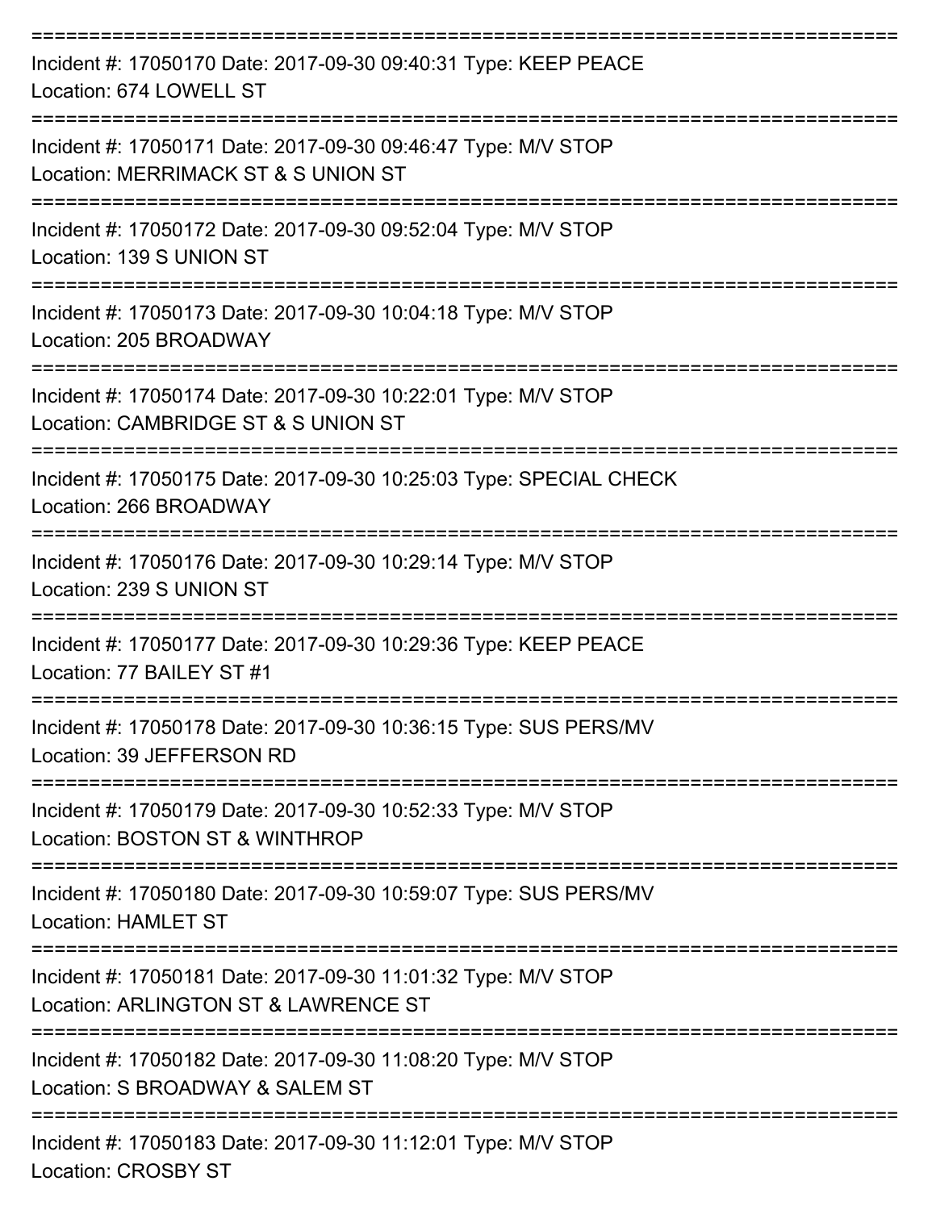===========================================================================

Incident #: 17050170 Date: 2017-09-30 09:40:31 Type: KEEP PEACE
Location: 674 LOWELL ST

===========================================================================

Incident #: 17050171 Date: 2017-09-30 09:46:47 Type: M/V STOP
Location: MERRIMACK ST & S UNION ST

===========================================================================

Incident #: 17050172 Date: 2017-09-30 09:52:04 Type: M/V STOP
Location: 139 S UNION ST

===========================================================================

Incident #: 17050173 Date: 2017-09-30 10:04:18 Type: M/V STOP
Location: 205 BROADWAY

===========================================================================

Incident #: 17050174 Date: 2017-09-30 10:22:01 Type: M/V STOP
Location: CAMBRIDGE ST & S UNION ST

===========================================================================

Incident #: 17050175 Date: 2017-09-30 10:25:03 Type: SPECIAL CHECK
Location: 266 BROADWAY

===========================================================================

Incident #: 17050176 Date: 2017-09-30 10:29:14 Type: M/V STOP
Location: 239 S UNION ST

===========================================================================

Incident #: 17050177 Date: 2017-09-30 10:29:36 Type: KEEP PEACE
Location: 77 BAILEY ST #1

===========================================================================

Incident #: 17050178 Date: 2017-09-30 10:36:15 Type: SUS PERS/MV
Location: 39 JEFFERSON RD

===========================================================================

Incident #: 17050179 Date: 2017-09-30 10:52:33 Type: M/V STOP
Location: BOSTON ST & WINTHROP

===========================================================================

Incident #: 17050180 Date: 2017-09-30 10:59:07 Type: SUS PERS/MV
Location: HAMLET ST

===========================================================================

Incident #: 17050181 Date: 2017-09-30 11:01:32 Type: M/V STOP
Location: ARLINGTON ST & LAWRENCE ST

===========================================================================

Incident #: 17050182 Date: 2017-09-30 11:08:20 Type: M/V STOP
Location: S BROADWAY & SALEM ST

===========================================================================

Incident #: 17050183 Date: 2017-09-30 11:12:01 Type: M/V STOP
Location: CROSBY ST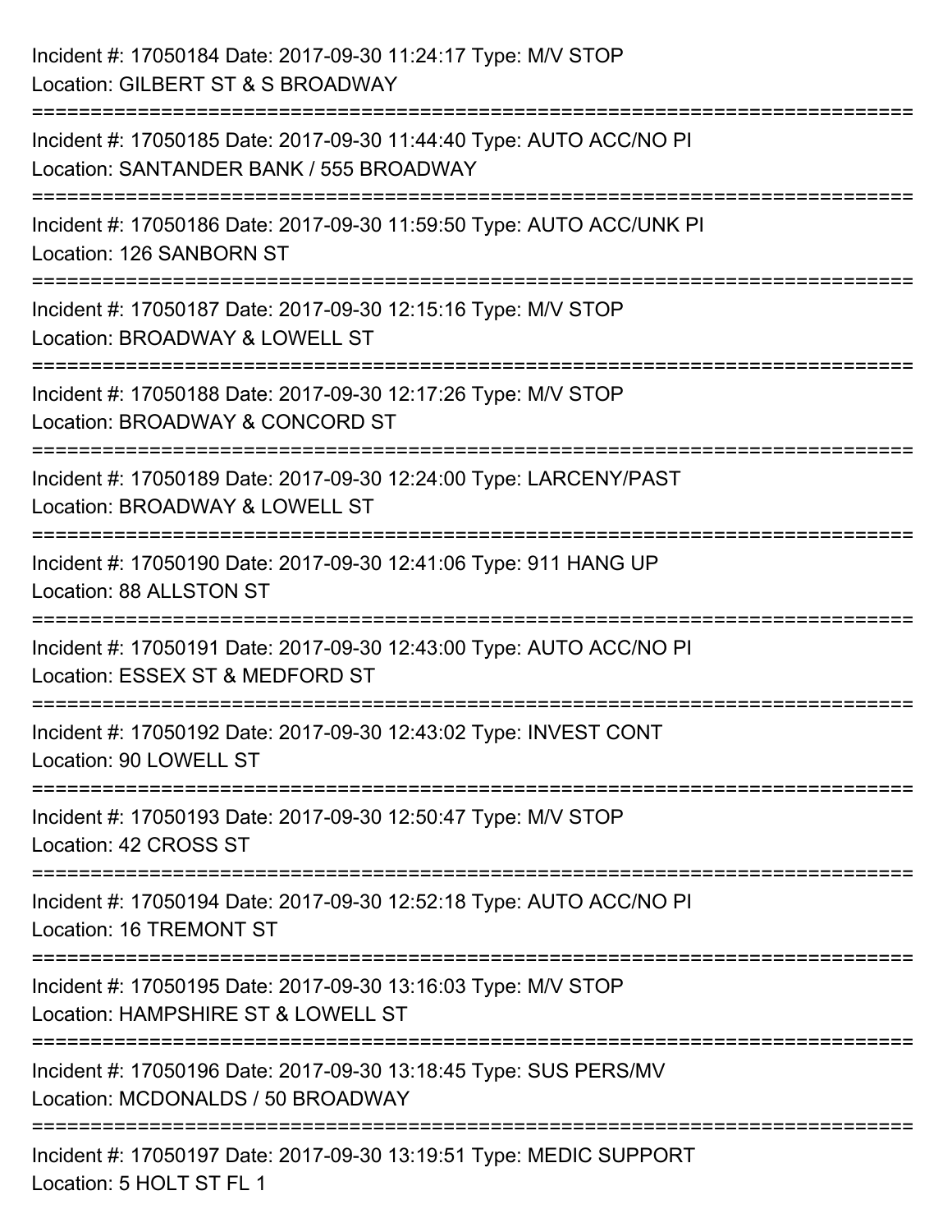Incident #: 17050184 Date: 2017-09-30 11:24:17 Type: M/V STOP
Location: GILBERT ST & S BROADWAY

===========================================================================

Incident #: 17050185 Date: 2017-09-30 11:44:40 Type: AUTO ACC/NO PI
Location: SANTANDER BANK / 555 BROADWAY

===========================================================================

Incident #: 17050186 Date: 2017-09-30 11:59:50 Type: AUTO ACC/UNK PI
Location: 126 SANBORN ST

===========================================================================

Incident #: 17050187 Date: 2017-09-30 12:15:16 Type: M/V STOP
Location: BROADWAY & LOWELL ST

===========================================================================

Incident #: 17050188 Date: 2017-09-30 12:17:26 Type: M/V STOP
Location: BROADWAY & CONCORD ST

===========================================================================

Incident #: 17050189 Date: 2017-09-30 12:24:00 Type: LARCENY/PAST
Location: BROADWAY & LOWELL ST

===========================================================================

Incident #: 17050190 Date: 2017-09-30 12:41:06 Type: 911 HANG UP
Location: 88 ALLSTON ST

===========================================================================

Incident #: 17050191 Date: 2017-09-30 12:43:00 Type: AUTO ACC/NO PI
Location: ESSEX ST & MEDFORD ST

===========================================================================

Incident #: 17050192 Date: 2017-09-30 12:43:02 Type: INVEST CONT
Location: 90 LOWELL ST

===========================================================================

Incident #: 17050193 Date: 2017-09-30 12:50:47 Type: M/V STOP
Location: 42 CROSS ST

===========================================================================

Incident #: 17050194 Date: 2017-09-30 12:52:18 Type: AUTO ACC/NO PI
Location: 16 TREMONT ST

===========================================================================

Incident #: 17050195 Date: 2017-09-30 13:16:03 Type: M/V STOP
Location: HAMPSHIRE ST & LOWELL ST

===========================================================================

Incident #: 17050196 Date: 2017-09-30 13:18:45 Type: SUS PERS/MV
Location: MCDONALDS / 50 BROADWAY

===========================================================================

Incident #: 17050197 Date: 2017-09-30 13:19:51 Type: MEDIC SUPPORT
Location: 5 HOLT ST FL 1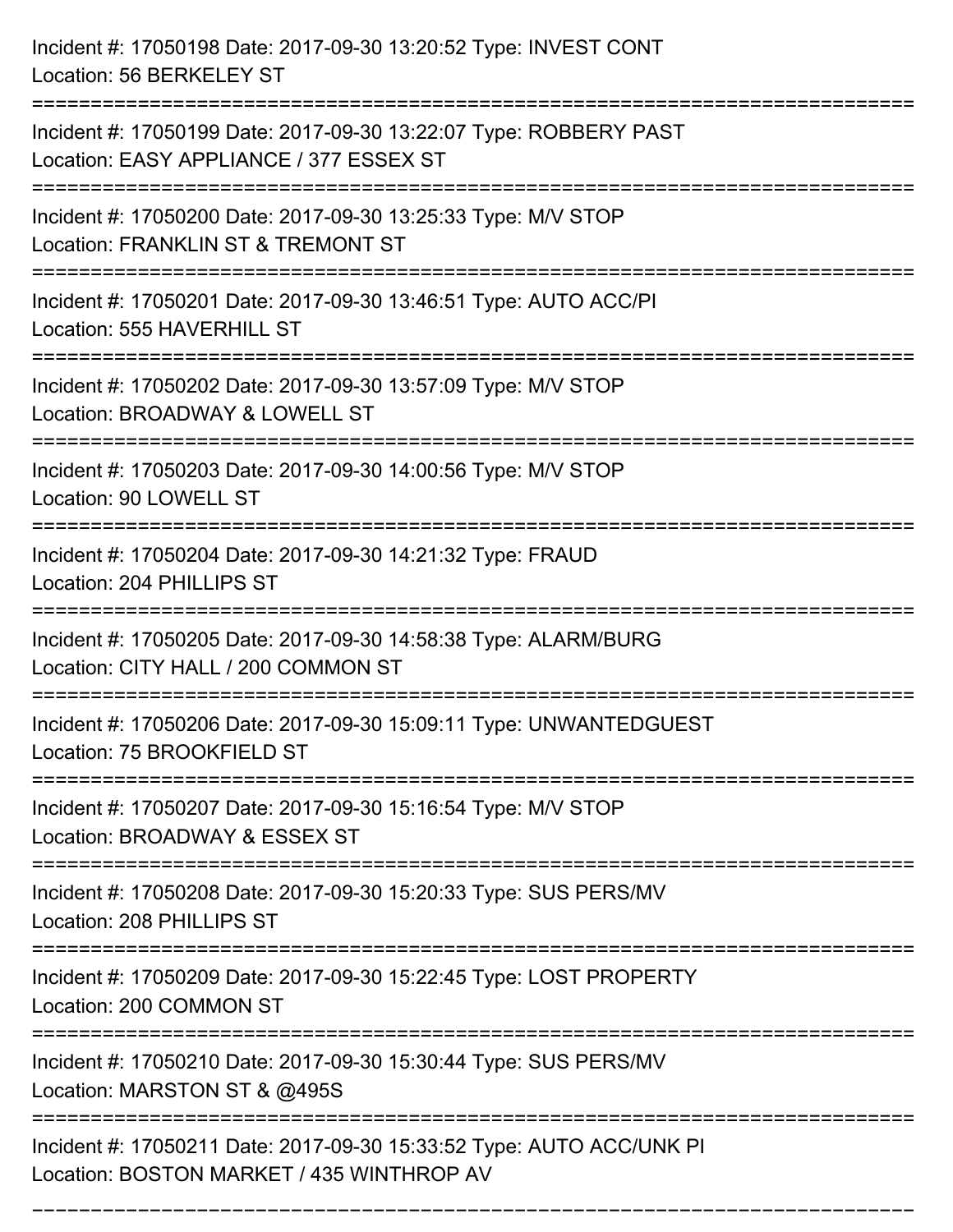Incident #: 17050198 Date: 2017-09-30 13:20:52 Type: INVEST CONT
Location: 56 BERKELEY ST

===========================================================================

Incident #: 17050199 Date: 2017-09-30 13:22:07 Type: ROBBERY PAST
Location: EASY APPLIANCE / 377 ESSEX ST

===========================================================================

Incident #: 17050200 Date: 2017-09-30 13:25:33 Type: M/V STOP
Location: FRANKLIN ST & TREMONT ST

===========================================================================

Incident #: 17050201 Date: 2017-09-30 13:46:51 Type: AUTO ACC/PI
Location: 555 HAVERHILL ST

===========================================================================

Incident #: 17050202 Date: 2017-09-30 13:57:09 Type: M/V STOP
Location: BROADWAY & LOWELL ST

===========================================================================

Incident #: 17050203 Date: 2017-09-30 14:00:56 Type: M/V STOP
Location: 90 LOWELL ST

===========================================================================

Incident #: 17050204 Date: 2017-09-30 14:21:32 Type: FRAUD
Location: 204 PHILLIPS ST

===========================================================================

Incident #: 17050205 Date: 2017-09-30 14:58:38 Type: ALARM/BURG
Location: CITY HALL / 200 COMMON ST

===========================================================================

Incident #: 17050206 Date: 2017-09-30 15:09:11 Type: UNWANTEDGUEST
Location: 75 BROOKFIELD ST

===========================================================================

Incident #: 17050207 Date: 2017-09-30 15:16:54 Type: M/V STOP
Location: BROADWAY & ESSEX ST

===========================================================================

Incident #: 17050208 Date: 2017-09-30 15:20:33 Type: SUS PERS/MV
Location: 208 PHILLIPS ST

===========================================================================

Incident #: 17050209 Date: 2017-09-30 15:22:45 Type: LOST PROPERTY
Location: 200 COMMON ST

===========================================================================

Incident #: 17050210 Date: 2017-09-30 15:30:44 Type: SUS PERS/MV
Location: MARSTON ST & @495S

===========================================================================

Incident #: 17050211 Date: 2017-09-30 15:33:52 Type: AUTO ACC/UNK PI
Location: BOSTON MARKET / 435 WINTHROP AV

===========================================================================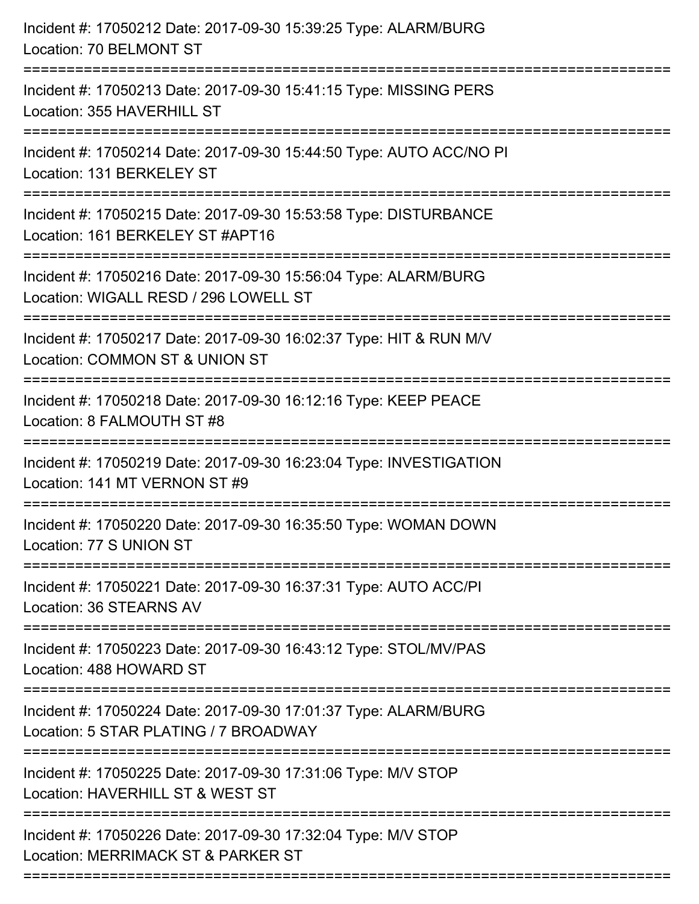Incident #: 17050212 Date: 2017-09-30 15:39:25 Type: ALARM/BURG
Location: 70 BELMONT ST

===========================================================================

Incident #: 17050213 Date: 2017-09-30 15:41:15 Type: MISSING PERS
Location: 355 HAVERHILL ST

===========================================================================

Incident #: 17050214 Date: 2017-09-30 15:44:50 Type: AUTO ACC/NO PI
Location: 131 BERKELEY ST

===========================================================================

Incident #: 17050215 Date: 2017-09-30 15:53:58 Type: DISTURBANCE
Location: 161 BERKELEY ST #APT16

===========================================================================

Incident #: 17050216 Date: 2017-09-30 15:56:04 Type: ALARM/BURG
Location: WIGALL RESD / 296 LOWELL ST

===========================================================================

Incident #: 17050217 Date: 2017-09-30 16:02:37 Type: HIT & RUN M/V
Location: COMMON ST & UNION ST

===========================================================================

Incident #: 17050218 Date: 2017-09-30 16:12:16 Type: KEEP PEACE
Location: 8 FALMOUTH ST #8

===========================================================================

Incident #: 17050219 Date: 2017-09-30 16:23:04 Type: INVESTIGATION
Location: 141 MT VERNON ST #9

===========================================================================

Incident #: 17050220 Date: 2017-09-30 16:35:50 Type: WOMAN DOWN
Location: 77 S UNION ST

===========================================================================

Incident #: 17050221 Date: 2017-09-30 16:37:31 Type: AUTO ACC/PI
Location: 36 STEARNS AV

===========================================================================

Incident #: 17050223 Date: 2017-09-30 16:43:12 Type: STOL/MV/PAS
Location: 488 HOWARD ST

===========================================================================

Incident #: 17050224 Date: 2017-09-30 17:01:37 Type: ALARM/BURG
Location: 5 STAR PLATING / 7 BROADWAY

===========================================================================

Incident #: 17050225 Date: 2017-09-30 17:31:06 Type: M/V STOP
Location: HAVERHILL ST & WEST ST

===========================================================================

Incident #: 17050226 Date: 2017-09-30 17:32:04 Type: M/V STOP
Location: MERRIMACK ST & PARKER ST

===========================================================================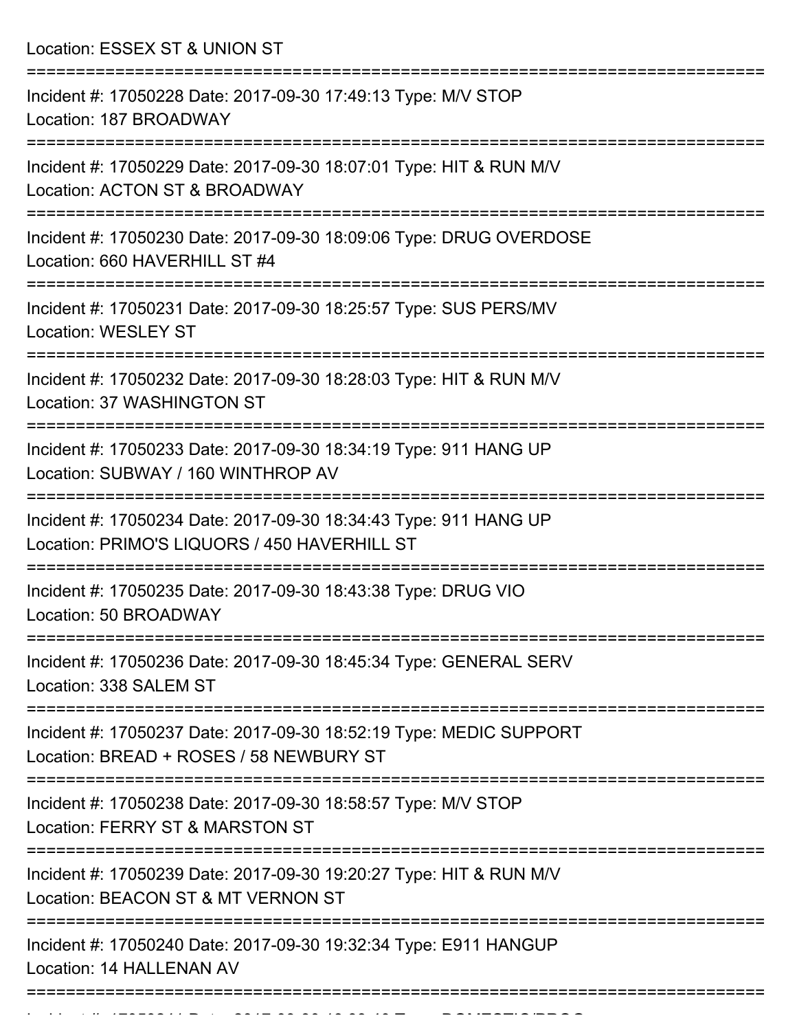Location: ESSEX ST & UNION ST

===========================================================================

Incident #: 17050228 Date: 2017-09-30 17:49:13 Type: M/V STOP
Location: 187 BROADWAY

===========================================================================

Incident #: 17050229 Date: 2017-09-30 18:07:01 Type: HIT & RUN M/V
Location: ACTON ST & BROADWAY

===========================================================================

Incident #: 17050230 Date: 2017-09-30 18:09:06 Type: DRUG OVERDOSE
Location: 660 HAVERHILL ST #4

===========================================================================

Incident #: 17050231 Date: 2017-09-30 18:25:57 Type: SUS PERS/MV
Location: WESLEY ST

===========================================================================

Incident #: 17050232 Date: 2017-09-30 18:28:03 Type: HIT & RUN M/V
Location: 37 WASHINGTON ST

===========================================================================

Incident #: 17050233 Date: 2017-09-30 18:34:19 Type: 911 HANG UP
Location: SUBWAY / 160 WINTHROP AV

===========================================================================

Incident #: 17050234 Date: 2017-09-30 18:34:43 Type: 911 HANG UP
Location: PRIMO'S LIQUORS / 450 HAVERHILL ST

===========================================================================

Incident #: 17050235 Date: 2017-09-30 18:43:38 Type: DRUG VIO
Location: 50 BROADWAY

===========================================================================

Incident #: 17050236 Date: 2017-09-30 18:45:34 Type: GENERAL SERV
Location: 338 SALEM ST

===========================================================================

Incident #: 17050237 Date: 2017-09-30 18:52:19 Type: MEDIC SUPPORT
Location: BREAD + ROSES / 58 NEWBURY ST

===========================================================================

Incident #: 17050238 Date: 2017-09-30 18:58:57 Type: M/V STOP
Location: FERRY ST & MARSTON ST

===========================================================================

Incident #: 17050239 Date: 2017-09-30 19:20:27 Type: HIT & RUN M/V
Location: BEACON ST & MT VERNON ST

===========================================================================

Incident #: 17050240 Date: 2017-09-30 19:32:34 Type: E911 HANGUP
Location: 14 HALLENAN AV

===========================================================================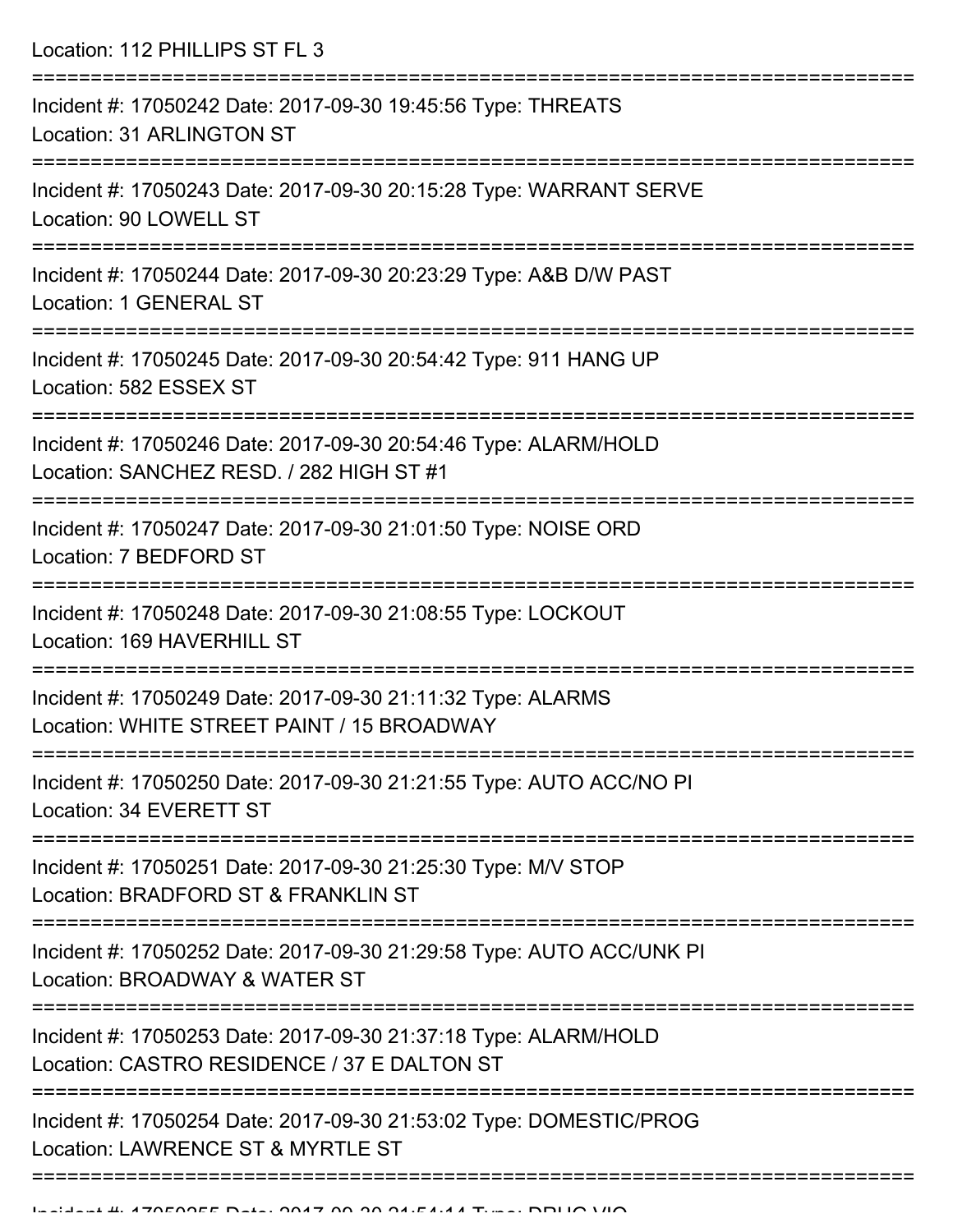Location: 112 PHILLIPS ST FL 3

===========================================================================

Incident #: 17050242 Date: 2017-09-30 19:45:56 Type: THREATS
Location: 31 ARLINGTON ST

===========================================================================

Incident #: 17050243 Date: 2017-09-30 20:15:28 Type: WARRANT SERVE
Location: 90 LOWELL ST

===========================================================================

Incident #: 17050244 Date: 2017-09-30 20:23:29 Type: A&B D/W PAST
Location: 1 GENERAL ST

===========================================================================

Incident #: 17050245 Date: 2017-09-30 20:54:42 Type: 911 HANG UP
Location: 582 ESSEX ST

===========================================================================

Incident #: 17050246 Date: 2017-09-30 20:54:46 Type: ALARM/HOLD
Location: SANCHEZ RESD. / 282 HIGH ST #1

===========================================================================

Incident #: 17050247 Date: 2017-09-30 21:01:50 Type: NOISE ORD
Location: 7 BEDFORD ST

===========================================================================

Incident #: 17050248 Date: 2017-09-30 21:08:55 Type: LOCKOUT
Location: 169 HAVERHILL ST

===========================================================================

Incident #: 17050249 Date: 2017-09-30 21:11:32 Type: ALARMS
Location: WHITE STREET PAINT / 15 BROADWAY

===========================================================================

Incident #: 17050250 Date: 2017-09-30 21:21:55 Type: AUTO ACC/NO PI
Location: 34 EVERETT ST

===========================================================================

Incident #: 17050251 Date: 2017-09-30 21:25:30 Type: M/V STOP
Location: BRADFORD ST & FRANKLIN ST

===========================================================================

Incident #: 17050252 Date: 2017-09-30 21:29:58 Type: AUTO ACC/UNK PI
Location: BROADWAY & WATER ST

===========================================================================

Incident #: 17050253 Date: 2017-09-30 21:37:18 Type: ALARM/HOLD
Location: CASTRO RESIDENCE / 37 E DALTON ST

===========================================================================

Incident #: 17050254 Date: 2017-09-30 21:53:02 Type: DOMESTIC/PROG
Location: LAWRENCE ST & MYRTLE ST

===========================================================================

Incident #: 17050255 Date: 2017-09-30 21:54:14 Type: DRUG VIO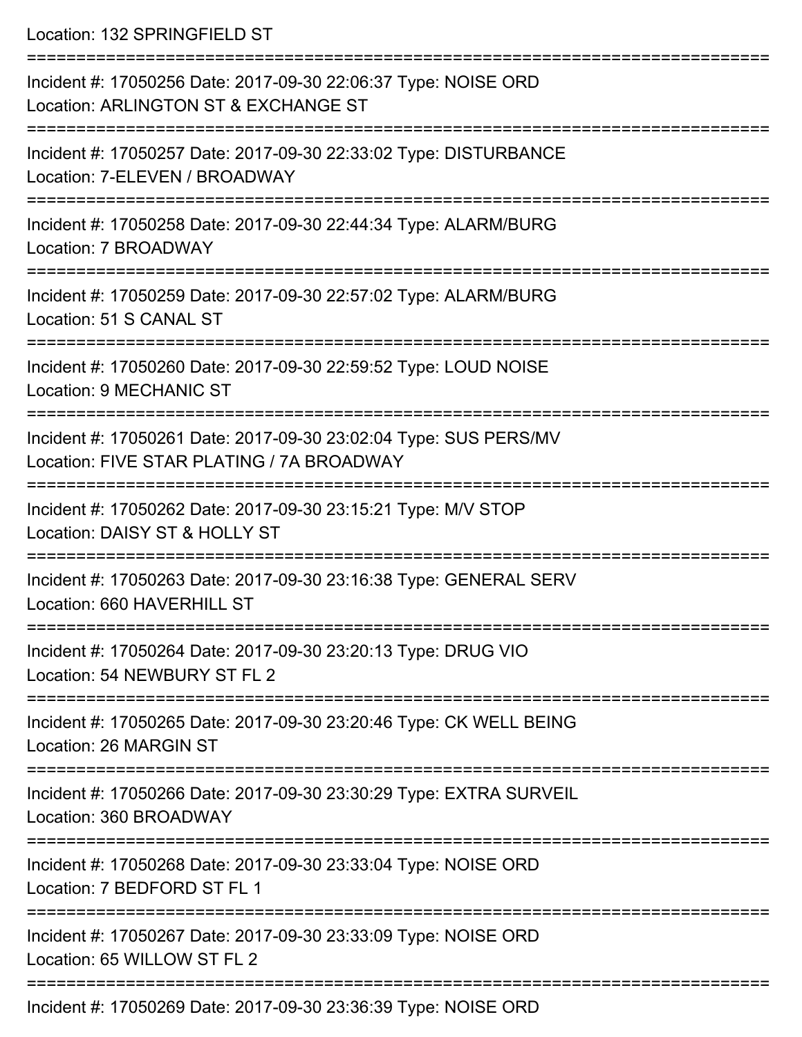Location: 132 SPRINGFIELD ST

===========================================================================

Incident #: 17050256 Date: 2017-09-30 22:06:37 Type: NOISE ORD
Location: ARLINGTON ST & EXCHANGE ST

===========================================================================

Incident #: 17050257 Date: 2017-09-30 22:33:02 Type: DISTURBANCE
Location: 7-ELEVEN / BROADWAY

===========================================================================

Incident #: 17050258 Date: 2017-09-30 22:44:34 Type: ALARM/BURG
Location: 7 BROADWAY

===========================================================================

Incident #: 17050259 Date: 2017-09-30 22:57:02 Type: ALARM/BURG
Location: 51 S CANAL ST

===========================================================================

Incident #: 17050260 Date: 2017-09-30 22:59:52 Type: LOUD NOISE
Location: 9 MECHANIC ST

===========================================================================

Incident #: 17050261 Date: 2017-09-30 23:02:04 Type: SUS PERS/MV
Location: FIVE STAR PLATING / 7A BROADWAY

===========================================================================

Incident #: 17050262 Date: 2017-09-30 23:15:21 Type: M/V STOP
Location: DAISY ST & HOLLY ST

===========================================================================

Incident #: 17050263 Date: 2017-09-30 23:16:38 Type: GENERAL SERV
Location: 660 HAVERHILL ST

===========================================================================

Incident #: 17050264 Date: 2017-09-30 23:20:13 Type: DRUG VIO
Location: 54 NEWBURY ST FL 2

===========================================================================

Incident #: 17050265 Date: 2017-09-30 23:20:46 Type: CK WELL BEING
Location: 26 MARGIN ST

===========================================================================

Incident #: 17050266 Date: 2017-09-30 23:30:29 Type: EXTRA SURVEIL
Location: 360 BROADWAY

===========================================================================

Incident #: 17050268 Date: 2017-09-30 23:33:04 Type: NOISE ORD
Location: 7 BEDFORD ST FL 1

===========================================================================

Incident #: 17050267 Date: 2017-09-30 23:33:09 Type: NOISE ORD
Location: 65 WILLOW ST FL 2

===========================================================================

Incident #: 17050269 Date: 2017-09-30 23:36:39 Type: NOISE ORD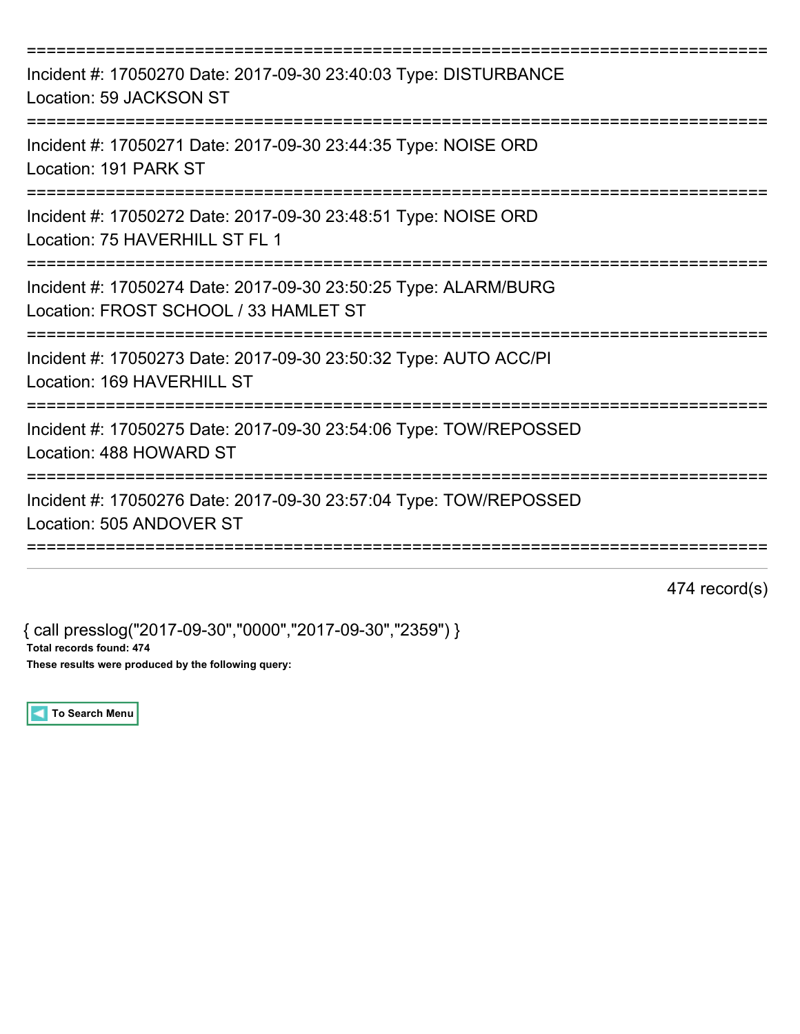===========================================================================

Incident #: 17050270 Date: 2017-09-30 23:40:03 Type: DISTURBANCE
Location: 59 JACKSON ST

===========================================================================

Incident #: 17050271 Date: 2017-09-30 23:44:35 Type: NOISE ORD
Location: 191 PARK ST

===========================================================================

Incident #: 17050272 Date: 2017-09-30 23:48:51 Type: NOISE ORD
Location: 75 HAVERHILL ST FL 1

===========================================================================

Incident #: 17050274 Date: 2017-09-30 23:50:25 Type: ALARM/BURG
Location: FROST SCHOOL / 33 HAMLET ST

===========================================================================

Incident #: 17050273 Date: 2017-09-30 23:50:32 Type: AUTO ACC/PI
Location: 169 HAVERHILL ST

===========================================================================

Incident #: 17050275 Date: 2017-09-30 23:54:06 Type: TOW/REPOSSED
Location: 488 HOWARD ST

===========================================================================

Incident #: 17050276 Date: 2017-09-30 23:57:04 Type: TOW/REPOSSED
Location: 505 ANDOVER ST

===========================================================================

474 record(s)

{ call presslog("2017-09-30","0000","2017-09-30","2359") }

**Total records found: 474**

**These results were produced by the following query:**

To Search Menu